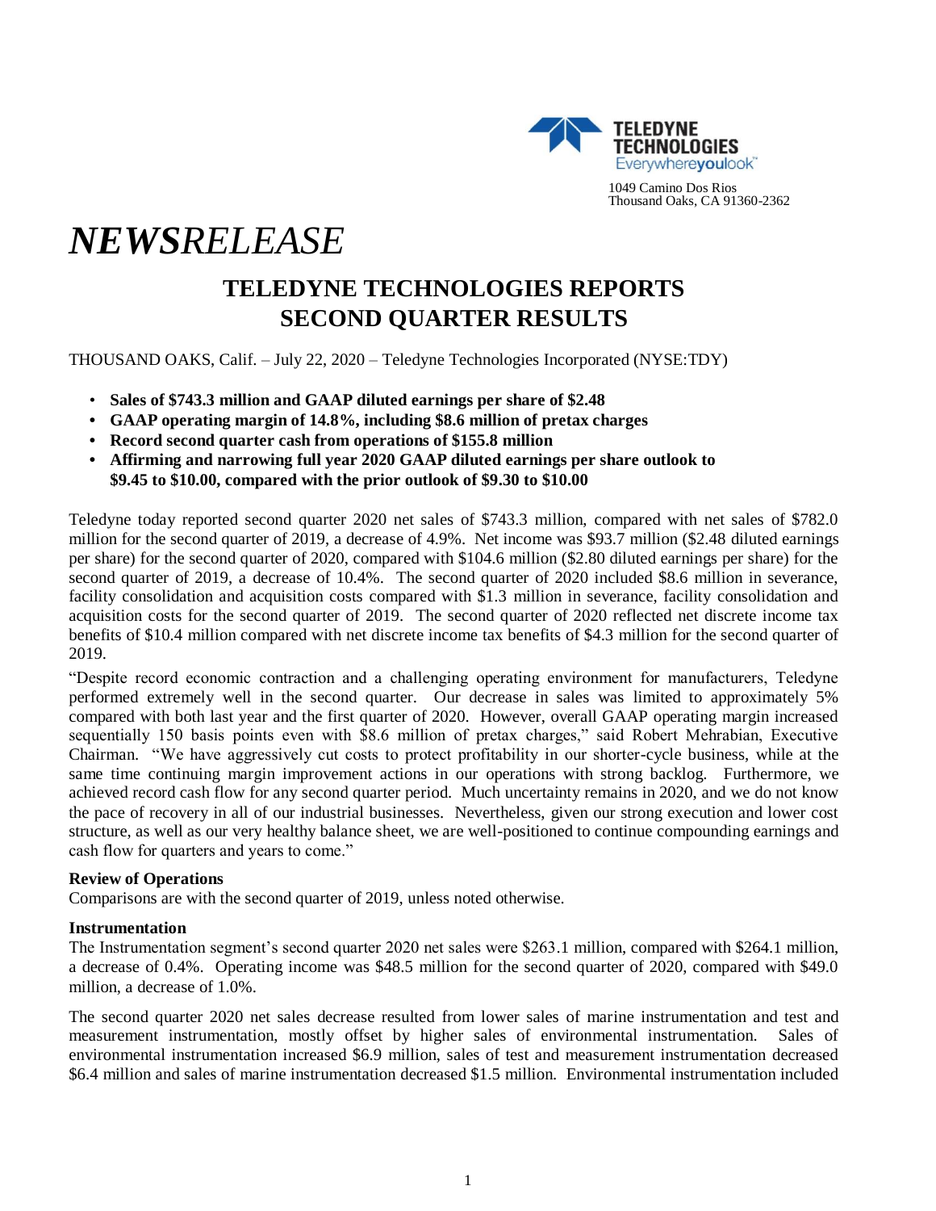TELEDYNE TECHNOLOGIES
Everywhereyoulook

1049 Camino Dos Rios
Thousand Oaks, CA 91360-2362

# *NEWSRELEASE*

## TELEDYNE TECHNOLOGIES REPORTS SECOND QUARTER RESULTS

THOUSAND OAKS, Calif. – July 22, 2020 – Teledyne Technologies Incorporated (NYSE:TDY)

- **Sales of $743.3 million and GAAP diluted earnings per share of $2.48**
- **GAAP operating margin of 14.8%, including $8.6 million of pretax charges**
- **Record second quarter cash from operations of $155.8 million**
- **Affirming and narrowing full year 2020 GAAP diluted earnings per share outlook to $9.45 to $10.00, compared with the prior outlook of $9.30 to $10.00**

Teledyne today reported second quarter 2020 net sales of $743.3 million, compared with net sales of $782.0 million for the second quarter of 2019, a decrease of 4.9%. Net income was $93.7 million ($2.48 diluted earnings per share) for the second quarter of 2020, compared with $104.6 million ($2.80 diluted earnings per share) for the second quarter of 2019, a decrease of 10.4%. The second quarter of 2020 included $8.6 million in severance, facility consolidation and acquisition costs compared with $1.3 million in severance, facility consolidation and acquisition costs for the second quarter of 2019. The second quarter of 2020 reflected net discrete income tax benefits of $10.4 million compared with net discrete income tax benefits of $4.3 million for the second quarter of 2019.

"Despite record economic contraction and a challenging operating environment for manufacturers, Teledyne performed extremely well in the second quarter. Our decrease in sales was limited to approximately 5% compared with both last year and the first quarter of 2020. However, overall GAAP operating margin increased sequentially 150 basis points even with $8.6 million of pretax charges," said Robert Mehrabian, Executive Chairman. "We have aggressively cut costs to protect profitability in our shorter-cycle business, while at the same time continuing margin improvement actions in our operations with strong backlog. Furthermore, we achieved record cash flow for any second quarter period. Much uncertainty remains in 2020, and we do not know the pace of recovery in all of our industrial businesses. Nevertheless, given our strong execution and lower cost structure, as well as our very healthy balance sheet, we are well-positioned to continue compounding earnings and cash flow for quarters and years to come."

**Review of Operations**

Comparisons are with the second quarter of 2019, unless noted otherwise.

**Instrumentation**

The Instrumentation segment's second quarter 2020 net sales were $263.1 million, compared with $264.1 million, a decrease of 0.4%. Operating income was $48.5 million for the second quarter of 2020, compared with $49.0 million, a decrease of 1.0%.

The second quarter 2020 net sales decrease resulted from lower sales of marine instrumentation and test and measurement instrumentation, mostly offset by higher sales of environmental instrumentation. Sales of environmental instrumentation increased $6.9 million, sales of test and measurement instrumentation decreased $6.4 million and sales of marine instrumentation decreased $1.5 million. Environmental instrumentation included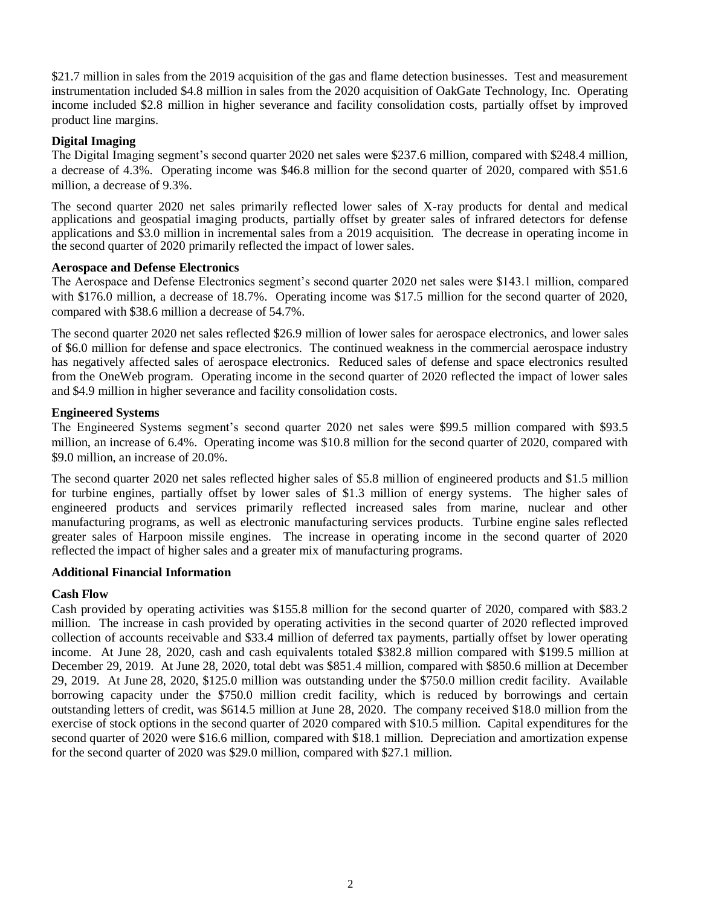$21.7 million in sales from the 2019 acquisition of the gas and flame detection businesses. Test and measurement instrumentation included $4.8 million in sales from the 2020 acquisition of OakGate Technology, Inc. Operating income included $2.8 million in higher severance and facility consolidation costs, partially offset by improved product line margins.

**Digital Imaging**

The Digital Imaging segment's second quarter 2020 net sales were $237.6 million, compared with $248.4 million, a decrease of 4.3%. Operating income was $46.8 million for the second quarter of 2020, compared with $51.6 million, a decrease of 9.3%.

The second quarter 2020 net sales primarily reflected lower sales of X-ray products for dental and medical applications and geospatial imaging products, partially offset by greater sales of infrared detectors for defense applications and $3.0 million in incremental sales from a 2019 acquisition. The decrease in operating income in the second quarter of 2020 primarily reflected the impact of lower sales.

**Aerospace and Defense Electronics**

The Aerospace and Defense Electronics segment's second quarter 2020 net sales were $143.1 million, compared with $176.0 million, a decrease of 18.7%. Operating income was $17.5 million for the second quarter of 2020, compared with $38.6 million a decrease of 54.7%.

The second quarter 2020 net sales reflected $26.9 million of lower sales for aerospace electronics, and lower sales of $6.0 million for defense and space electronics. The continued weakness in the commercial aerospace industry has negatively affected sales of aerospace electronics. Reduced sales of defense and space electronics resulted from the OneWeb program. Operating income in the second quarter of 2020 reflected the impact of lower sales and $4.9 million in higher severance and facility consolidation costs.

**Engineered Systems**

The Engineered Systems segment's second quarter 2020 net sales were $99.5 million compared with $93.5 million, an increase of 6.4%. Operating income was $10.8 million for the second quarter of 2020, compared with $9.0 million, an increase of 20.0%.

The second quarter 2020 net sales reflected higher sales of $5.8 million of engineered products and $1.5 million for turbine engines, partially offset by lower sales of $1.3 million of energy systems. The higher sales of engineered products and services primarily reflected increased sales from marine, nuclear and other manufacturing programs, as well as electronic manufacturing services products. Turbine engine sales reflected greater sales of Harpoon missile engines. The increase in operating income in the second quarter of 2020 reflected the impact of higher sales and a greater mix of manufacturing programs.

**Additional Financial Information**

**Cash Flow**

Cash provided by operating activities was $155.8 million for the second quarter of 2020, compared with $83.2 million. The increase in cash provided by operating activities in the second quarter of 2020 reflected improved collection of accounts receivable and $33.4 million of deferred tax payments, partially offset by lower operating income. At June 28, 2020, cash and cash equivalents totaled $382.8 million compared with $199.5 million at December 29, 2019. At June 28, 2020, total debt was $851.4 million, compared with $850.6 million at December 29, 2019. At June 28, 2020, $125.0 million was outstanding under the $750.0 million credit facility. Available borrowing capacity under the $750.0 million credit facility, which is reduced by borrowings and certain outstanding letters of credit, was $614.5 million at June 28, 2020. The company received $18.0 million from the exercise of stock options in the second quarter of 2020 compared with $10.5 million. Capital expenditures for the second quarter of 2020 were $16.6 million, compared with $18.1 million. Depreciation and amortization expense for the second quarter of 2020 was $29.0 million, compared with $27.1 million.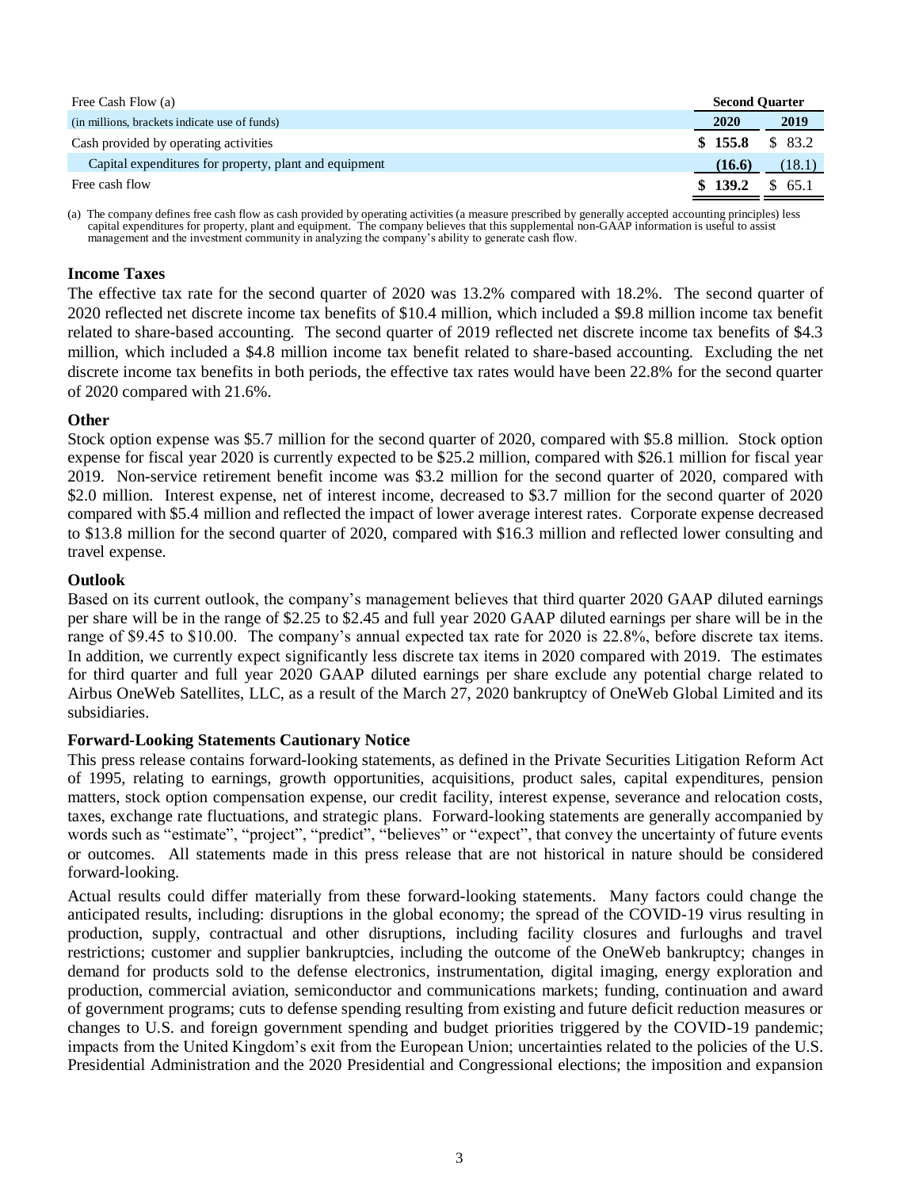| Free Cash Flow (a) | Second Quarter | |
|---|---|---|
| (in millions, brackets indicate use of funds) | **2020** | **2019** |
| Cash provided by operating activities | **$ 155.8** | $ 83.2 |
| Capital expenditures for property, plant and equipment | **(16.6)** | (18.1) |
| Free cash flow | **$ 139.2** | $ 65.1 |

(a) The company defines free cash flow as cash provided by operating activities (a measure prescribed by generally accepted accounting principles) less capital expenditures for property, plant and equipment. The company believes that this supplemental non-GAAP information is useful to assist management and the investment community in analyzing the company's ability to generate cash flow.

### Income Taxes

The effective tax rate for the second quarter of 2020 was 13.2% compared with 18.2%. The second quarter of 2020 reflected net discrete income tax benefits of $10.4 million, which included a $9.8 million income tax benefit related to share-based accounting. The second quarter of 2019 reflected net discrete income tax benefits of $4.3 million, which included a $4.8 million income tax benefit related to share-based accounting. Excluding the net discrete income tax benefits in both periods, the effective tax rates would have been 22.8% for the second quarter of 2020 compared with 21.6%.

### Other

Stock option expense was $5.7 million for the second quarter of 2020, compared with $5.8 million. Stock option expense for fiscal year 2020 is currently expected to be $25.2 million, compared with $26.1 million for fiscal year 2019. Non-service retirement benefit income was $3.2 million for the second quarter of 2020, compared with $2.0 million. Interest expense, net of interest income, decreased to $3.7 million for the second quarter of 2020 compared with $5.4 million and reflected the impact of lower average interest rates. Corporate expense decreased to $13.8 million for the second quarter of 2020, compared with $16.3 million and reflected lower consulting and travel expense.

### Outlook

Based on its current outlook, the company's management believes that third quarter 2020 GAAP diluted earnings per share will be in the range of $2.25 to $2.45 and full year 2020 GAAP diluted earnings per share will be in the range of $9.45 to $10.00. The company's annual expected tax rate for 2020 is 22.8%, before discrete tax items. In addition, we currently expect significantly less discrete tax items in 2020 compared with 2019. The estimates for third quarter and full year 2020 GAAP diluted earnings per share exclude any potential charge related to Airbus OneWeb Satellites, LLC, as a result of the March 27, 2020 bankruptcy of OneWeb Global Limited and its subsidiaries.

### Forward-Looking Statements Cautionary Notice

This press release contains forward-looking statements, as defined in the Private Securities Litigation Reform Act of 1995, relating to earnings, growth opportunities, acquisitions, product sales, capital expenditures, pension matters, stock option compensation expense, our credit facility, interest expense, severance and relocation costs, taxes, exchange rate fluctuations, and strategic plans. Forward-looking statements are generally accompanied by words such as "estimate", "project", "predict", "believes" or "expect", that convey the uncertainty of future events or outcomes. All statements made in this press release that are not historical in nature should be considered forward-looking.

Actual results could differ materially from these forward-looking statements. Many factors could change the anticipated results, including: disruptions in the global economy; the spread of the COVID-19 virus resulting in production, supply, contractual and other disruptions, including facility closures and furloughs and travel restrictions; customer and supplier bankruptcies, including the outcome of the OneWeb bankruptcy; changes in demand for products sold to the defense electronics, instrumentation, digital imaging, energy exploration and production, commercial aviation, semiconductor and communications markets; funding, continuation and award of government programs; cuts to defense spending resulting from existing and future deficit reduction measures or changes to U.S. and foreign government spending and budget priorities triggered by the COVID-19 pandemic; impacts from the United Kingdom's exit from the European Union; uncertainties related to the policies of the U.S. Presidential Administration and the 2020 Presidential and Congressional elections; the imposition and expansion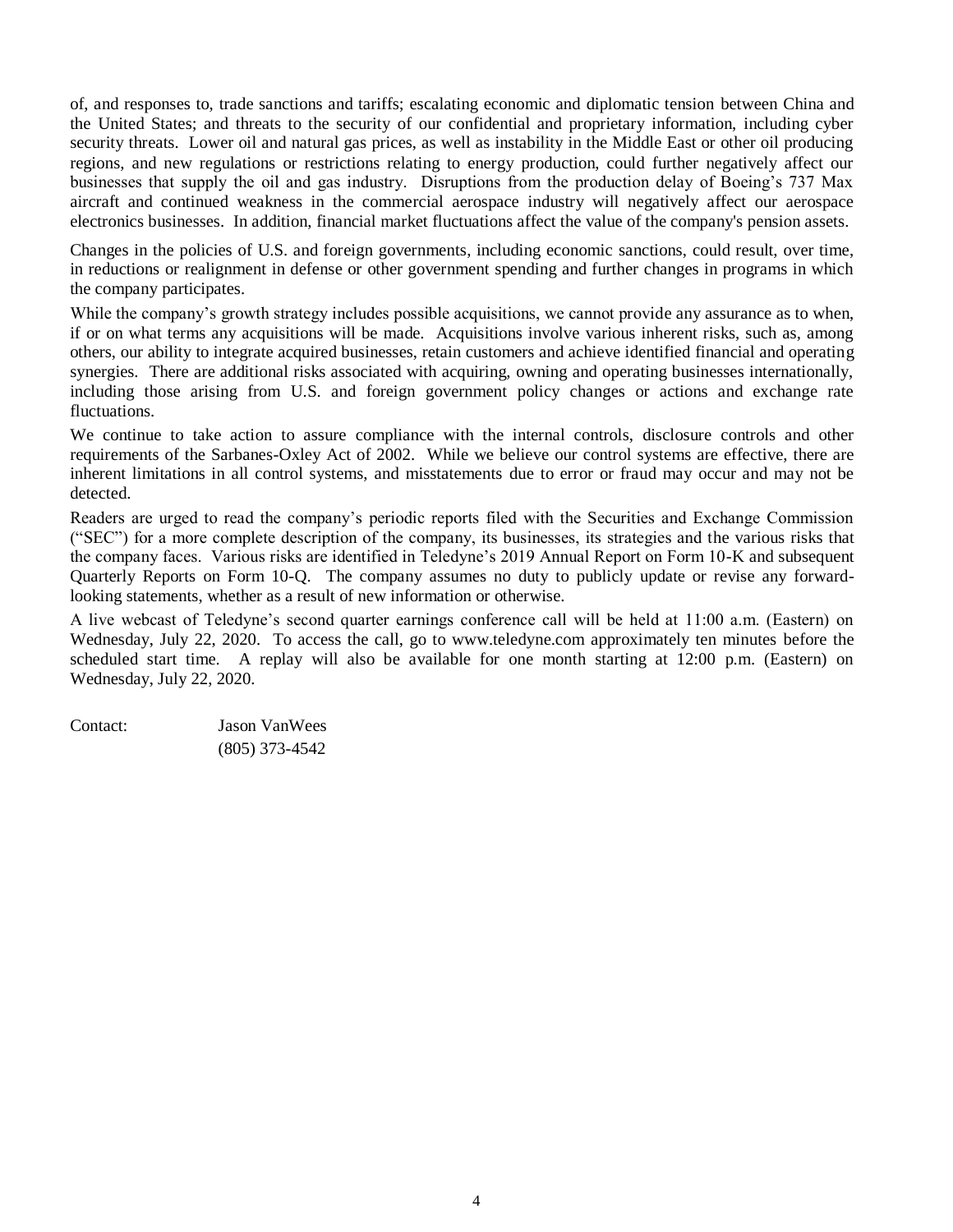of, and responses to, trade sanctions and tariffs; escalating economic and diplomatic tension between China and the United States; and threats to the security of our confidential and proprietary information, including cyber security threats. Lower oil and natural gas prices, as well as instability in the Middle East or other oil producing regions, and new regulations or restrictions relating to energy production, could further negatively affect our businesses that supply the oil and gas industry. Disruptions from the production delay of Boeing's 737 Max aircraft and continued weakness in the commercial aerospace industry will negatively affect our aerospace electronics businesses. In addition, financial market fluctuations affect the value of the company's pension assets.

Changes in the policies of U.S. and foreign governments, including economic sanctions, could result, over time, in reductions or realignment in defense or other government spending and further changes in programs in which the company participates.

While the company's growth strategy includes possible acquisitions, we cannot provide any assurance as to when, if or on what terms any acquisitions will be made. Acquisitions involve various inherent risks, such as, among others, our ability to integrate acquired businesses, retain customers and achieve identified financial and operating synergies. There are additional risks associated with acquiring, owning and operating businesses internationally, including those arising from U.S. and foreign government policy changes or actions and exchange rate fluctuations.

We continue to take action to assure compliance with the internal controls, disclosure controls and other requirements of the Sarbanes-Oxley Act of 2002. While we believe our control systems are effective, there are inherent limitations in all control systems, and misstatements due to error or fraud may occur and may not be detected.

Readers are urged to read the company's periodic reports filed with the Securities and Exchange Commission ("SEC") for a more complete description of the company, its businesses, its strategies and the various risks that the company faces. Various risks are identified in Teledyne's 2019 Annual Report on Form 10-K and subsequent Quarterly Reports on Form 10-Q. The company assumes no duty to publicly update or revise any forward-looking statements, whether as a result of new information or otherwise.

A live webcast of Teledyne's second quarter earnings conference call will be held at 11:00 a.m. (Eastern) on Wednesday, July 22, 2020. To access the call, go to www.teledyne.com approximately ten minutes before the scheduled start time. A replay will also be available for one month starting at 12:00 p.m. (Eastern) on Wednesday, July 22, 2020.

Contact: Jason VanWees
(805) 373-4542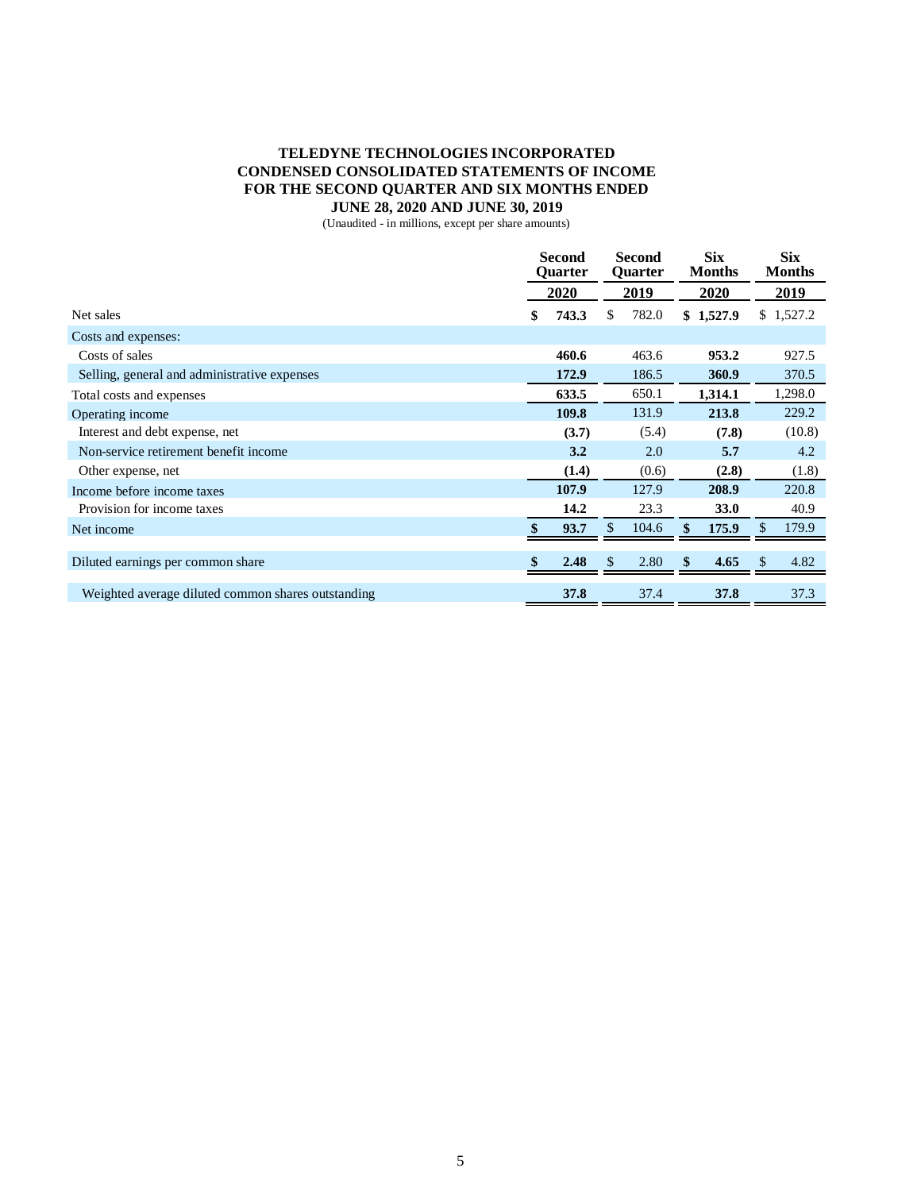**TELEDYNE TECHNOLOGIES INCORPORATED**
**CONDENSED CONSOLIDATED STATEMENTS OF INCOME**
**FOR THE SECOND QUARTER AND SIX MONTHS ENDED**
**JUNE 28, 2020 AND JUNE 30, 2019**
(Unaudited - in millions, except per share amounts)

| | Second Quarter 2020 | Second Quarter 2019 | Six Months 2020 | Six Months 2019 |
|---|---|---|---|---|
| Net sales | **$ 743.3** | $ 782.0 | **$ 1,527.9** | $ 1,527.2 |
| Costs and expenses: | | | | |
| Costs of sales | **460.6** | 463.6 | **953.2** | 927.5 |
| Selling, general and administrative expenses | **172.9** | 186.5 | **360.9** | 370.5 |
| Total costs and expenses | **633.5** | 650.1 | **1,314.1** | 1,298.0 |
| Operating income | **109.8** | 131.9 | **213.8** | 229.2 |
| Interest and debt expense, net | **(3.7)** | (5.4) | **(7.8)** | (10.8) |
| Non-service retirement benefit income | **3.2** | 2.0 | **5.7** | 4.2 |
| Other expense, net | **(1.4)** | (0.6) | **(2.8)** | (1.8) |
| Income before income taxes | **107.9** | 127.9 | **208.9** | 220.8 |
| Provision for income taxes | **14.2** | 23.3 | **33.0** | 40.9 |
| Net income | **$ 93.7** | $ 104.6 | **$ 175.9** | $ 179.9 |
| Diluted earnings per common share | **$ 2.48** | $ 2.80 | **$ 4.65** | $ 4.82 |
| Weighted average diluted common shares outstanding | **37.8** | 37.4 | **37.8** | 37.3 |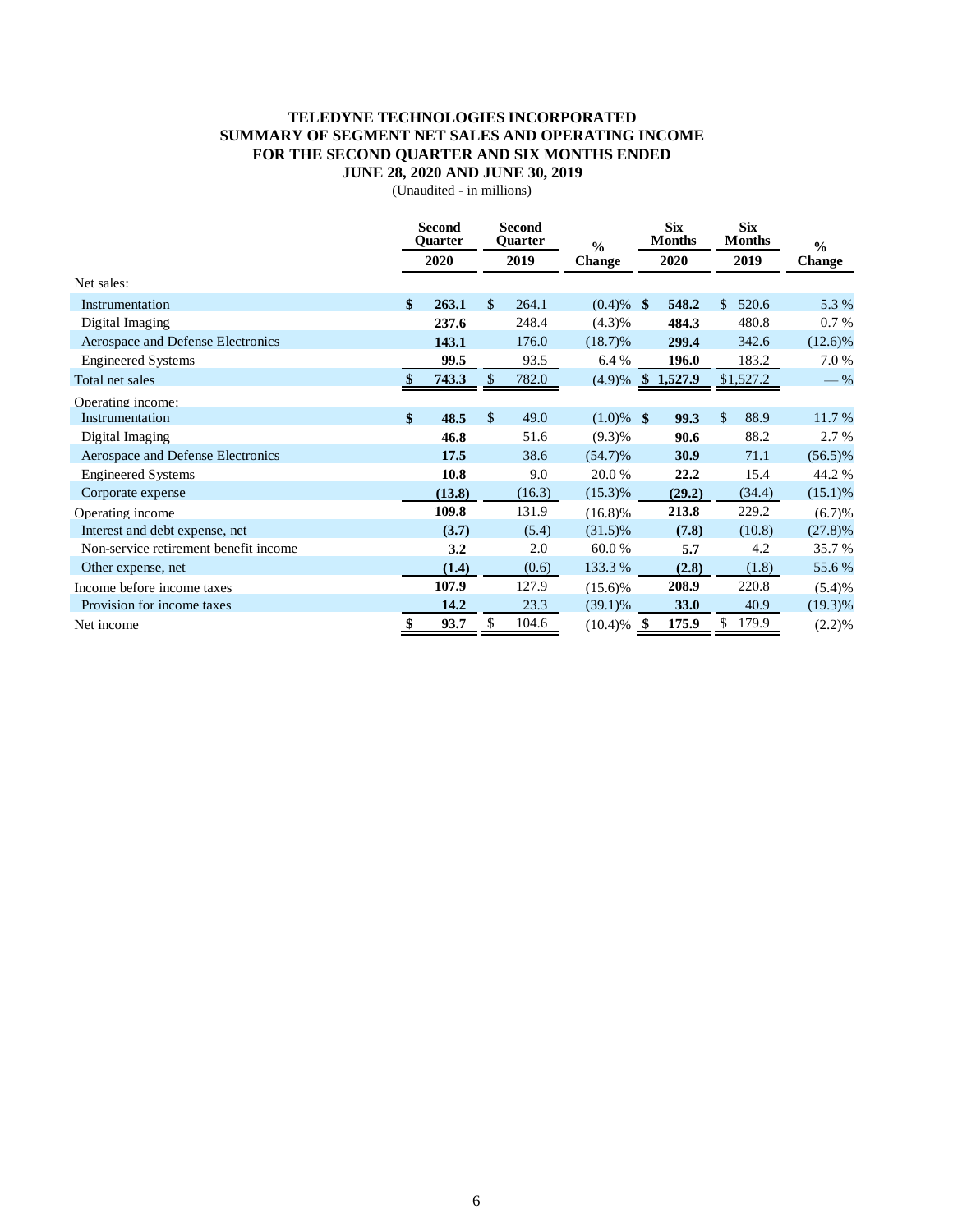# TELEDYNE TECHNOLOGIES INCORPORATED
## SUMMARY OF SEGMENT NET SALES AND OPERATING INCOME
## FOR THE SECOND QUARTER AND SIX MONTHS ENDED
## JUNE 28, 2020 AND JUNE 30, 2019

(Unaudited - in millions)

| | Second Quarter 2020 | Second Quarter 2019 | % Change | Six Months 2020 | Six Months 2019 | % Change |
|---|---|---|---|---|---|---|
| Net sales: | | | | | | |
| Instrumentation | **$ 263.1** | $ 264.1 | (0.4)% | **$ 548.2** | $ 520.6 | 5.3 % |
| Digital Imaging | **237.6** | 248.4 | (4.3)% | **484.3** | 480.8 | 0.7 % |
| Aerospace and Defense Electronics | **143.1** | 176.0 | (18.7)% | **299.4** | 342.6 | (12.6)% |
| Engineered Systems | **99.5** | 93.5 | 6.4 % | **196.0** | 183.2 | 7.0 % |
| Total net sales | **$ 743.3** | $ 782.0 | (4.9)% | **$ 1,527.9** | $1,527.2 | — % |
| Operating income: | | | | | | |
| Instrumentation | **$ 48.5** | $ 49.0 | (1.0)% | **$ 99.3** | $ 88.9 | 11.7 % |
| Digital Imaging | **46.8** | 51.6 | (9.3)% | **90.6** | 88.2 | 2.7 % |
| Aerospace and Defense Electronics | **17.5** | 38.6 | (54.7)% | **30.9** | 71.1 | (56.5)% |
| Engineered Systems | **10.8** | 9.0 | 20.0 % | **22.2** | 15.4 | 44.2 % |
| Corporate expense | **(13.8)** | (16.3) | (15.3)% | **(29.2)** | (34.4) | (15.1)% |
| Operating income | **109.8** | 131.9 | (16.8)% | **213.8** | 229.2 | (6.7)% |
| Interest and debt expense, net | **(3.7)** | (5.4) | (31.5)% | **(7.8)** | (10.8) | (27.8)% |
| Non-service retirement benefit income | **3.2** | 2.0 | 60.0 % | **5.7** | 4.2 | 35.7 % |
| Other expense, net | **(1.4)** | (0.6) | 133.3 % | **(2.8)** | (1.8) | 55.6 % |
| Income before income taxes | **107.9** | 127.9 | (15.6)% | **208.9** | 220.8 | (5.4)% |
| Provision for income taxes | **14.2** | 23.3 | (39.1)% | **33.0** | 40.9 | (19.3)% |
| Net income | **$ 93.7** | $ 104.6 | (10.4)% | **$ 175.9** | $ 179.9 | (2.2)% |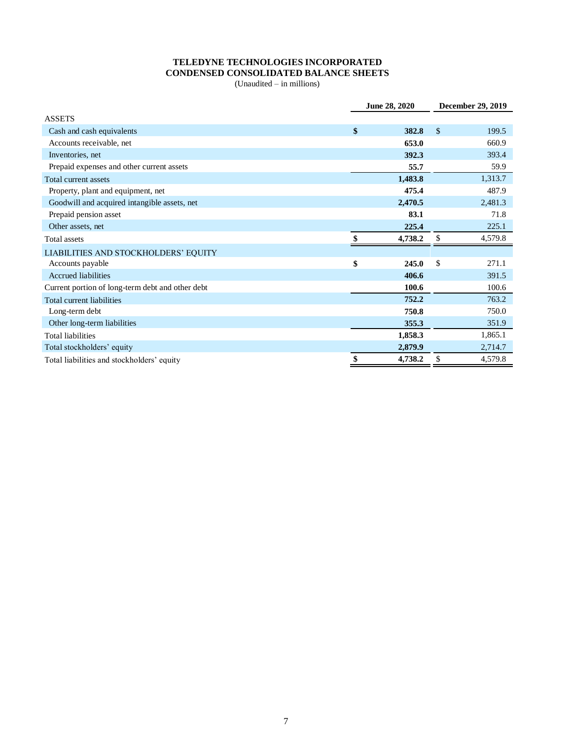**TELEDYNE TECHNOLOGIES INCORPORATED**
**CONDENSED CONSOLIDATED BALANCE SHEETS**
(Unaudited – in millions)

| | June 28, 2020 | December 29, 2019 |
|---|---|---|
| ASSETS | | |
| Cash and cash equivalents | **$ 382.8** | $ 199.5 |
| Accounts receivable, net | **653.0** | 660.9 |
| Inventories, net | **392.3** | 393.4 |
| Prepaid expenses and other current assets | **55.7** | 59.9 |
| Total current assets | **1,483.8** | 1,313.7 |
| Property, plant and equipment, net | **475.4** | 487.9 |
| Goodwill and acquired intangible assets, net | **2,470.5** | 2,481.3 |
| Prepaid pension asset | **83.1** | 71.8 |
| Other assets, net | **225.4** | 225.1 |
| Total assets | **$ 4,738.2** | $ 4,579.8 |
| LIABILITIES AND STOCKHOLDERS' EQUITY | | |
| Accounts payable | **$ 245.0** | $ 271.1 |
| Accrued liabilities | **406.6** | 391.5 |
| Current portion of long-term debt and other debt | **100.6** | 100.6 |
| Total current liabilities | **752.2** | 763.2 |
| Long-term debt | **750.8** | 750.0 |
| Other long-term liabilities | **355.3** | 351.9 |
| Total liabilities | **1,858.3** | 1,865.1 |
| Total stockholders' equity | **2,879.9** | 2,714.7 |
| Total liabilities and stockholders' equity | **$ 4,738.2** | $ 4,579.8 |